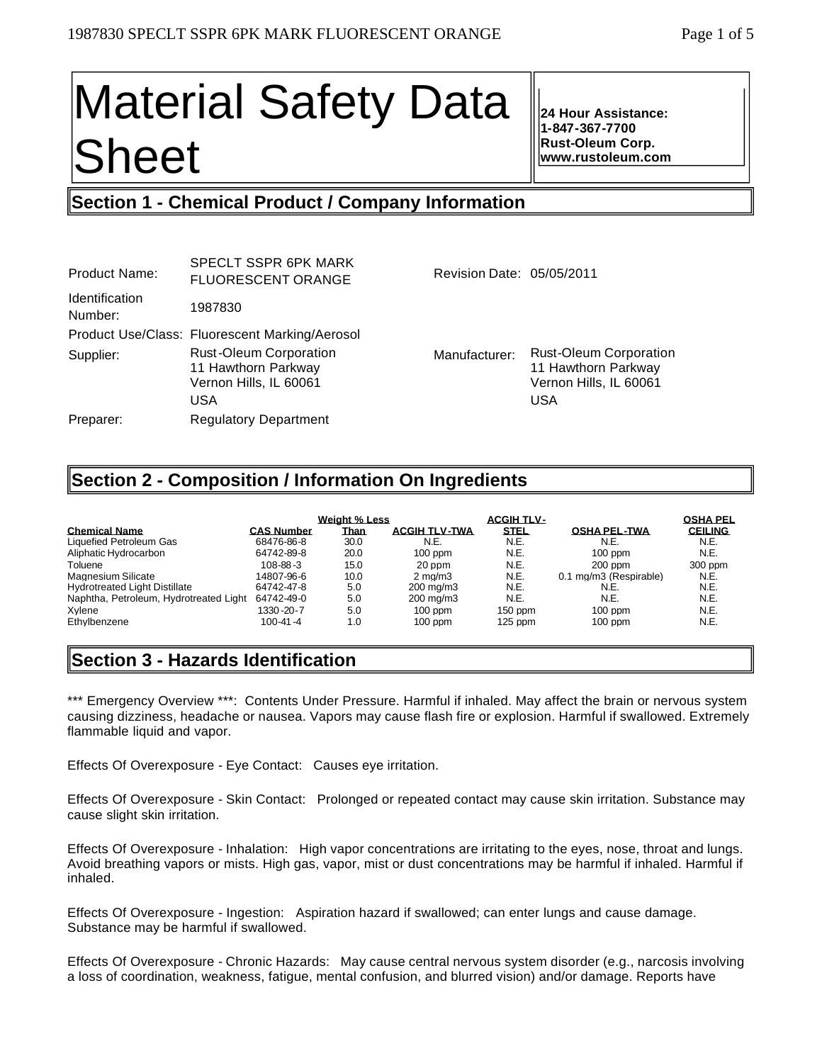# Material Safety Data Sheet

**24 Hour Assistance:**
**1-847-367-7700**
**Rust-Oleum Corp.**
**www.rustoleum.com**

## Section 1 - Chemical Product / Company Information

| | | | |
|---|---|---|---|
| Product Name: | SPECLT SSPR 6PK MARK FLUORESCENT ORANGE | Revision Date: | 05/05/2011 |
| Identification Number: | 1987830 | | |
| Product Use/Class: | Fluorescent Marking/Aerosol | | |
| Supplier: | Rust-Oleum Corporation<br>11 Hawthorn Parkway<br>Vernon Hills, IL 60061<br>USA | Manufacturer: | Rust-Oleum Corporation<br>11 Hawthorn Parkway<br>Vernon Hills, IL 60061<br>USA |
| Preparer: | Regulatory Department | | |

## Section 2 - Composition / Information On Ingredients

| Chemical Name | CAS Number | Weight % Less Than | ACGIH TLV-TWA | ACGIH TLV-STEL | OSHA PEL-TWA | OSHA PEL CEILING |
|---|---|---|---|---|---|---|
| Liquefied Petroleum Gas | 68476-86-8 | 30.0 | N.E. | N.E. | N.E. | N.E. |
| Aliphatic Hydrocarbon | 64742-89-8 | 20.0 | 100 ppm | N.E. | 100 ppm | N.E. |
| Toluene | 108-88-3 | 15.0 | 20 ppm | N.E. | 200 ppm | 300 ppm |
| Magnesium Silicate | 14807-96-6 | 10.0 | 2 mg/m3 | N.E. | 0.1 mg/m3 (Respirable) | N.E. |
| Hydrotreated Light Distillate | 64742-47-8 | 5.0 | 200 mg/m3 | N.E. | N.E. | N.E. |
| Naphtha, Petroleum, Hydrotreated Light | 64742-49-0 | 5.0 | 200 mg/m3 | N.E. | N.E. | N.E. |
| Xylene | 1330-20-7 | 5.0 | 100 ppm | 150 ppm | 100 ppm | N.E. |
| Ethylbenzene | 100-41-4 | 1.0 | 100 ppm | 125 ppm | 100 ppm | N.E. |

## Section 3 - Hazards Identification

*** Emergency Overview ***: Contents Under Pressure. Harmful if inhaled. May affect the brain or nervous system causing dizziness, headache or nausea. Vapors may cause flash fire or explosion. Harmful if swallowed. Extremely flammable liquid and vapor.

Effects Of Overexposure - Eye Contact: Causes eye irritation.

Effects Of Overexposure - Skin Contact: Prolonged or repeated contact may cause skin irritation. Substance may cause slight skin irritation.

Effects Of Overexposure - Inhalation: High vapor concentrations are irritating to the eyes, nose, throat and lungs. Avoid breathing vapors or mists. High gas, vapor, mist or dust concentrations may be harmful if inhaled. Harmful if inhaled.

Effects Of Overexposure - Ingestion: Aspiration hazard if swallowed; can enter lungs and cause damage. Substance may be harmful if swallowed.

Effects Of Overexposure - Chronic Hazards: May cause central nervous system disorder (e.g., narcosis involving a loss of coordination, weakness, fatigue, mental confusion, and blurred vision) and/or damage. Reports have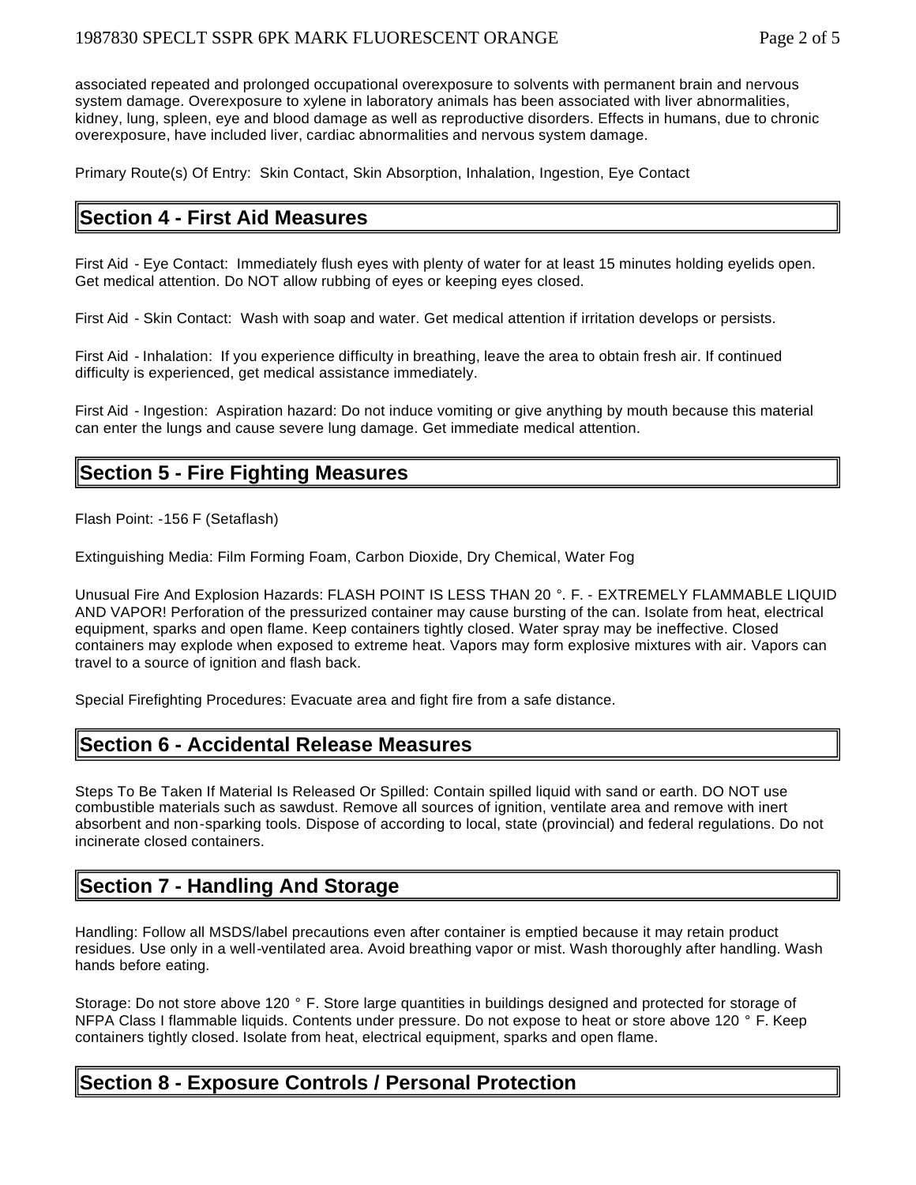associated repeated and prolonged occupational overexposure to solvents with permanent brain and nervous system damage. Overexposure to xylene in laboratory animals has been associated with liver abnormalities, kidney, lung, spleen, eye and blood damage as well as reproductive disorders. Effects in humans, due to chronic overexposure, have included liver, cardiac abnormalities and nervous system damage.

Primary Route(s) Of Entry: Skin Contact, Skin Absorption, Inhalation, Ingestion, Eye Contact

## Section 4 - First Aid Measures

First Aid - Eye Contact: Immediately flush eyes with plenty of water for at least 15 minutes holding eyelids open. Get medical attention. Do NOT allow rubbing of eyes or keeping eyes closed.

First Aid - Skin Contact: Wash with soap and water. Get medical attention if irritation develops or persists.

First Aid - Inhalation: If you experience difficulty in breathing, leave the area to obtain fresh air. If continued difficulty is experienced, get medical assistance immediately.

First Aid - Ingestion: Aspiration hazard: Do not induce vomiting or give anything by mouth because this material can enter the lungs and cause severe lung damage. Get immediate medical attention.

## Section 5 - Fire Fighting Measures

Flash Point: -156 F (Setaflash)

Extinguishing Media: Film Forming Foam, Carbon Dioxide, Dry Chemical, Water Fog

Unusual Fire And Explosion Hazards: FLASH POINT IS LESS THAN 20 °. F. - EXTREMELY FLAMMABLE LIQUID AND VAPOR! Perforation of the pressurized container may cause bursting of the can. Isolate from heat, electrical equipment, sparks and open flame. Keep containers tightly closed. Water spray may be ineffective. Closed containers may explode when exposed to extreme heat. Vapors may form explosive mixtures with air. Vapors can travel to a source of ignition and flash back.

Special Firefighting Procedures: Evacuate area and fight fire from a safe distance.

## Section 6 - Accidental Release Measures

Steps To Be Taken If Material Is Released Or Spilled: Contain spilled liquid with sand or earth. DO NOT use combustible materials such as sawdust. Remove all sources of ignition, ventilate area and remove with inert absorbent and non-sparking tools. Dispose of according to local, state (provincial) and federal regulations. Do not incinerate closed containers.

## Section 7 - Handling And Storage

Handling: Follow all MSDS/label precautions even after container is emptied because it may retain product residues. Use only in a well-ventilated area. Avoid breathing vapor or mist. Wash thoroughly after handling. Wash hands before eating.

Storage: Do not store above 120 ° F. Store large quantities in buildings designed and protected for storage of NFPA Class I flammable liquids. Contents under pressure. Do not expose to heat or store above 120 ° F. Keep containers tightly closed. Isolate from heat, electrical equipment, sparks and open flame.

## Section 8 - Exposure Controls / Personal Protection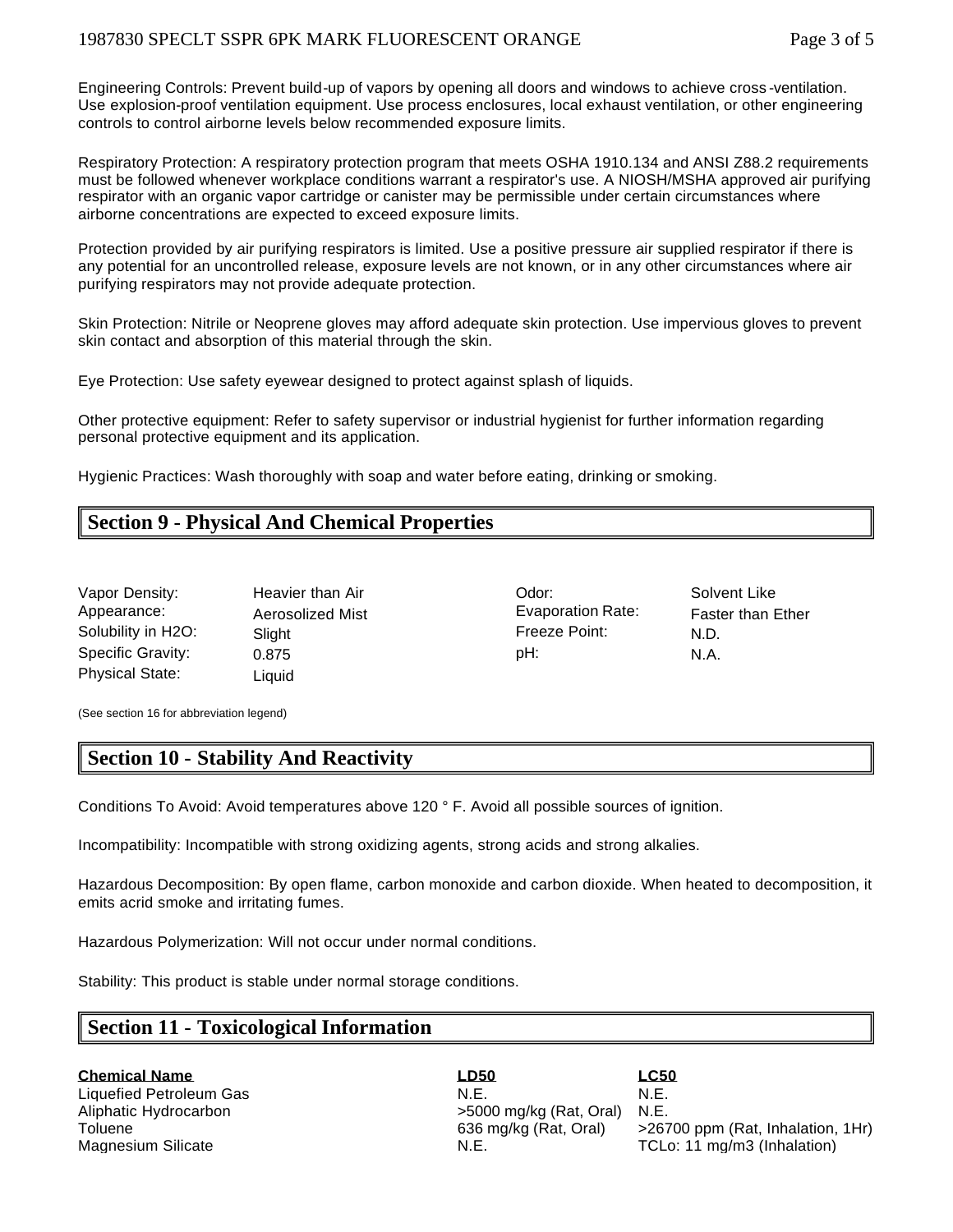Engineering Controls: Prevent build-up of vapors by opening all doors and windows to achieve cross-ventilation. Use explosion-proof ventilation equipment. Use process enclosures, local exhaust ventilation, or other engineering controls to control airborne levels below recommended exposure limits.

Respiratory Protection: A respiratory protection program that meets OSHA 1910.134 and ANSI Z88.2 requirements must be followed whenever workplace conditions warrant a respirator's use. A NIOSH/MSHA approved air purifying respirator with an organic vapor cartridge or canister may be permissible under certain circumstances where airborne concentrations are expected to exceed exposure limits.

Protection provided by air purifying respirators is limited. Use a positive pressure air supplied respirator if there is any potential for an uncontrolled release, exposure levels are not known, or in any other circumstances where air purifying respirators may not provide adequate protection.

Skin Protection: Nitrile or Neoprene gloves may afford adequate skin protection. Use impervious gloves to prevent skin contact and absorption of this material through the skin.

Eye Protection: Use safety eyewear designed to protect against splash of liquids.

Other protective equipment: Refer to safety supervisor or industrial hygienist for further information regarding personal protective equipment and its application.

Hygienic Practices: Wash thoroughly with soap and water before eating, drinking or smoking.

## Section 9 - Physical And Chemical Properties

| | | | |
|---|---|---|---|
| Vapor Density: | Heavier than Air | Odor: | Solvent Like |
| Appearance: | Aerosolized Mist | Evaporation Rate: | Faster than Ether |
| Solubility in H2O: | Slight | Freeze Point: | N.D. |
| Specific Gravity: | 0.875 | pH: | N.A. |
| Physical State: | Liquid | | |

(See section 16 for abbreviation legend)

## Section 10 - Stability And Reactivity

Conditions To Avoid: Avoid temperatures above 120 ° F. Avoid all possible sources of ignition.

Incompatibility: Incompatible with strong oxidizing agents, strong acids and strong alkalies.

Hazardous Decomposition: By open flame, carbon monoxide and carbon dioxide. When heated to decomposition, it emits acrid smoke and irritating fumes.

Hazardous Polymerization: Will not occur under normal conditions.

Stability: This product is stable under normal storage conditions.

## Section 11 - Toxicological Information

| Chemical Name | LD50 | LC50 |
|---|---|---|
| Liquefied Petroleum Gas | N.E. | N.E. |
| Aliphatic Hydrocarbon | >5000 mg/kg (Rat, Oral) | N.E. |
| Toluene | 636 mg/kg (Rat, Oral) | >26700 ppm (Rat, Inhalation, 1Hr) |
| Magnesium Silicate | N.E. | TCLo: 11 mg/m3 (Inhalation) |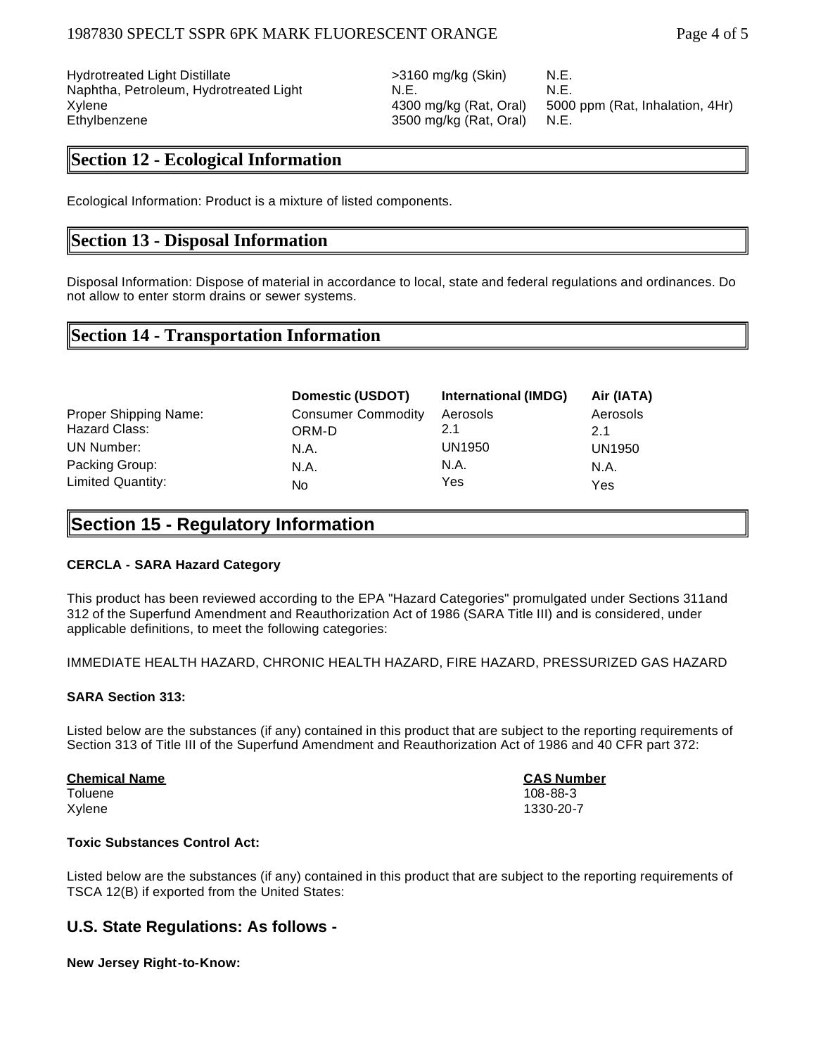| | | |
|---|---|---|
| Hydrotreated Light Distillate | >3160 mg/kg (Skin) | N.E. |
| Naphtha, Petroleum, Hydrotreated Light | N.E. | N.E. |
| Xylene | 4300 mg/kg (Rat, Oral) | 5000 ppm (Rat, Inhalation, 4Hr) |
| Ethylbenzene | 3500 mg/kg (Rat, Oral) | N.E. |

## Section 12 - Ecological Information

Ecological Information: Product is a mixture of listed components.

## Section 13 - Disposal Information

Disposal Information: Dispose of material in accordance to local, state and federal regulations and ordinances. Do not allow to enter storm drains or sewer systems.

## Section 14 - Transportation Information

| | Domestic (USDOT) | International (IMDG) | Air (IATA) |
|---|---|---|---|
| Proper Shipping Name: | Consumer Commodity | Aerosols | Aerosols |
| Hazard Class: | ORM-D | 2.1 | 2.1 |
| UN Number: | N.A. | UN1950 | UN1950 |
| Packing Group: | N.A. | N.A. | N.A. |
| Limited Quantity: | No | Yes | Yes |

## Section 15 - Regulatory Information

**CERCLA - SARA Hazard Category**

This product has been reviewed according to the EPA "Hazard Categories" promulgated under Sections 311and 312 of the Superfund Amendment and Reauthorization Act of 1986 (SARA Title III) and is considered, under applicable definitions, to meet the following categories:

IMMEDIATE HEALTH HAZARD, CHRONIC HEALTH HAZARD, FIRE HAZARD, PRESSURIZED GAS HAZARD

**SARA Section 313:**

Listed below are the substances (if any) contained in this product that are subject to the reporting requirements of Section 313 of Title III of the Superfund Amendment and Reauthorization Act of 1986 and 40 CFR part 372:

| Chemical Name | CAS Number |
|---|---|
| Toluene | 108-88-3 |
| Xylene | 1330-20-7 |

**Toxic Substances Control Act:**

Listed below are the substances (if any) contained in this product that are subject to the reporting requirements of TSCA 12(B) if exported from the United States:

### U.S. State Regulations: As follows -

**New Jersey Right-to-Know:**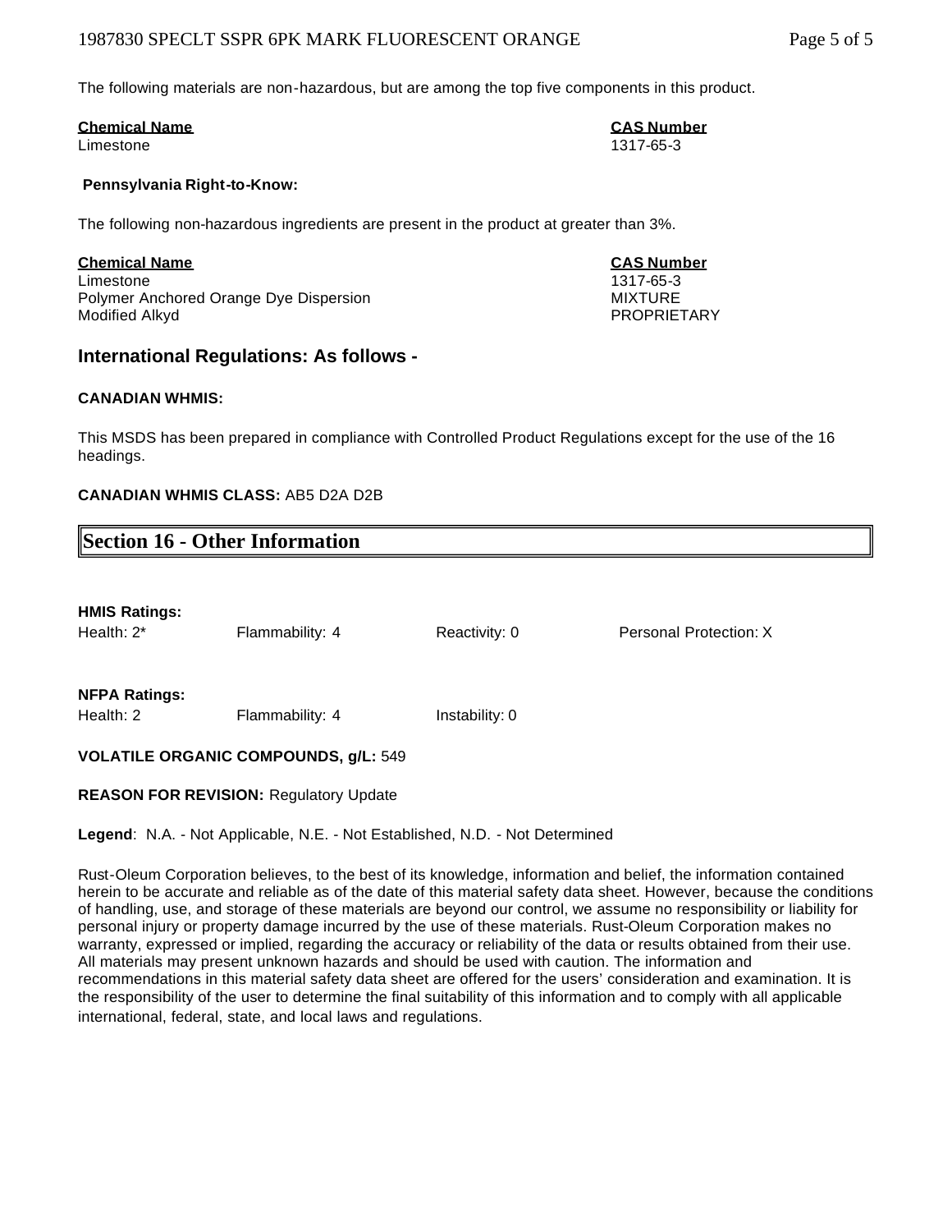The following materials are non-hazardous, but are among the top five components in this product.

| Chemical Name | CAS Number |
| --- | --- |
| Limestone | 1317-65-3 |

**Pennsylvania Right-to-Know:**

The following non-hazardous ingredients are present in the product at greater than 3%.

| Chemical Name | CAS Number |
| --- | --- |
| Limestone | 1317-65-3 |
| Polymer Anchored Orange Dye Dispersion | MIXTURE |
| Modified Alkyd | PROPRIETARY |

## International Regulations: As follows -

**CANADIAN WHMIS:**

This MSDS has been prepared in compliance with Controlled Product Regulations except for the use of the 16 headings.

**CANADIAN WHMIS CLASS:** AB5 D2A D2B

## Section 16 - Other Information

**HMIS Ratings:**

| | | | |
| --- | --- | --- | --- |
| Health: 2* | Flammability: 4 | Reactivity: 0 | Personal Protection: X |

**NFPA Ratings:**

| | | |
| --- | --- | --- |
| Health: 2 | Flammability: 4 | Instability: 0 |

**VOLATILE ORGANIC COMPOUNDS, g/L:** 549

**REASON FOR REVISION:** Regulatory Update

**Legend**: N.A. - Not Applicable, N.E. - Not Established, N.D. - Not Determined

Rust-Oleum Corporation believes, to the best of its knowledge, information and belief, the information contained herein to be accurate and reliable as of the date of this material safety data sheet. However, because the conditions of handling, use, and storage of these materials are beyond our control, we assume no responsibility or liability for personal injury or property damage incurred by the use of these materials. Rust-Oleum Corporation makes no warranty, expressed or implied, regarding the accuracy or reliability of the data or results obtained from their use. All materials may present unknown hazards and should be used with caution. The information and recommendations in this material safety data sheet are offered for the users' consideration and examination. It is the responsibility of the user to determine the final suitability of this information and to comply with all applicable international, federal, state, and local laws and regulations.